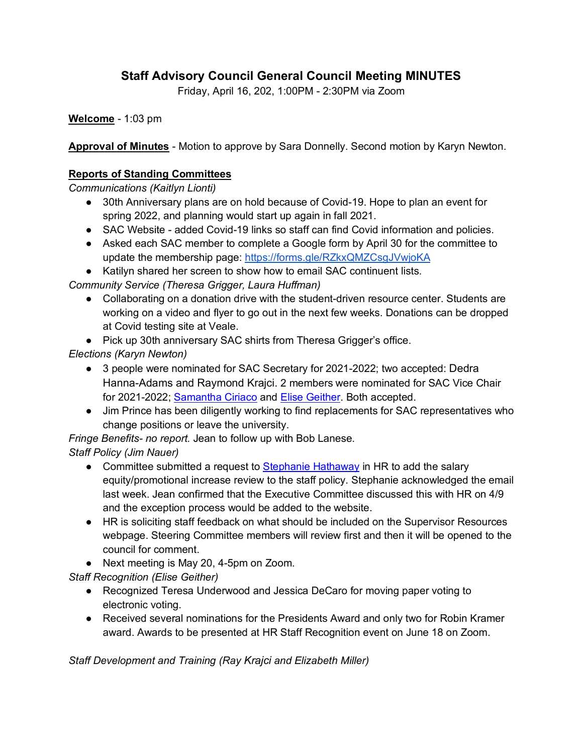# Staff Advisory Council General Council Meeting MINUTES

Friday, April 16, 202, 1:00PM - 2:30PM via Zoom

**Welcome** - 1:03 pm

**Approval of Minutes** - Motion to approve by Sara Donnelly. Second motion by Karyn Newton.

## Reports of Standing Committees

*Communications (Kaitlyn Lionti)*

- 30th Anniversary plans are on hold because of Covid-19. Hope to plan an event for spring 2022, and planning would start up again in fall 2021.
- SAC Website - added Covid-19 links so staff can find Covid information and policies.
- Asked each SAC member to complete a Google form by April 30 for the committee to update the membership page: https://forms.gle/RZkxQMZCsgJVwjoKA
- Katilyn shared her screen to show how to email SAC continuent lists.

*Community Service (Theresa Grigger, Laura Huffman)*

- Collaborating on a donation drive with the student-driven resource center. Students are working on a video and flyer to go out in the next few weeks. Donations can be dropped at Covid testing site at Veale.
- Pick up 30th anniversary SAC shirts from Theresa Grigger's office.

*Elections (Karyn Newton)*

- 3 people were nominated for SAC Secretary for 2021-2022; two accepted: Dedra Hanna-Adams and Raymond Krajci. 2 members were nominated for SAC Vice Chair for 2021-2022; Samantha Ciriaco and Elise Geither. Both accepted.
- Jim Prince has been diligently working to find replacements for SAC representatives who change positions or leave the university.

*Fringe Benefits- no report.* Jean to follow up with Bob Lanese.

*Staff Policy (Jim Nauer)*

- Committee submitted a request to Stephanie Hathaway in HR to add the salary equity/promotional increase review to the staff policy. Stephanie acknowledged the email last week. Jean confirmed that the Executive Committee discussed this with HR on 4/9 and the exception process would be added to the website.
- HR is soliciting staff feedback on what should be included on the Supervisor Resources webpage. Steering Committee members will review first and then it will be opened to the council for comment.
- Next meeting is May 20, 4-5pm on Zoom.

*Staff Recognition (Elise Geither)*

- Recognized Teresa Underwood and Jessica DeCaro for moving paper voting to electronic voting.
- Received several nominations for the Presidents Award and only two for Robin Kramer award. Awards to be presented at HR Staff Recognition event on June 18 on Zoom.

*Staff Development and Training (Ray Krajci and Elizabeth Miller)*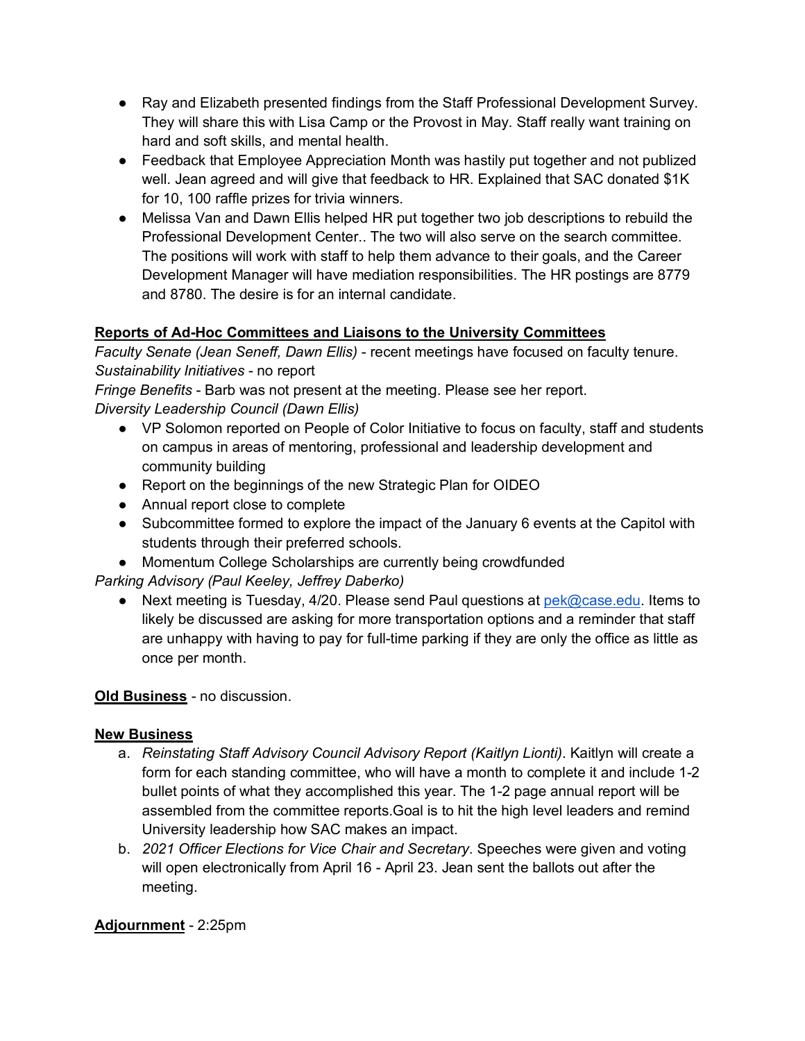- Ray and Elizabeth presented findings from the Staff Professional Development Survey. They will share this with Lisa Camp or the Provost in May. Staff really want training on hard and soft skills, and mental health.
- Feedback that Employee Appreciation Month was hastily put together and not publized well. Jean agreed and will give that feedback to HR. Explained that SAC donated $1K for 10, 100 raffle prizes for trivia winners.
- Melissa Van and Dawn Ellis helped HR put together two job descriptions to rebuild the Professional Development Center.. The two will also serve on the search committee. The positions will work with staff to help them advance to their goals, and the Career Development Manager will have mediation responsibilities. The HR postings are 8779 and 8780. The desire is for an internal candidate.

**<u>Reports of Ad-Hoc Committees and Liaisons to the University Committees</u>**

*Faculty Senate (Jean Seneff, Dawn Ellis)* - recent meetings have focused on faculty tenure.
*Sustainability Initiatives* - no report
*Fringe Benefits* - Barb was not present at the meeting. Please see her report.
*Diversity Leadership Council (Dawn Ellis)*

- VP Solomon reported on People of Color Initiative to focus on faculty, staff and students on campus in areas of mentoring, professional and leadership development and community building
- Report on the beginnings of the new Strategic Plan for OIDEO
- Annual report close to complete
- Subcommittee formed to explore the impact of the January 6 events at the Capitol with students through their preferred schools.
- Momentum College Scholarships are currently being crowdfunded

*Parking Advisory (Paul Keeley, Jeffrey Daberko)*

- Next meeting is Tuesday, 4/20. Please send Paul questions at pek@case.edu. Items to likely be discussed are asking for more transportation options and a reminder that staff are unhappy with having to pay for full-time parking if they are only the office as little as once per month.

**<u>Old Business</u>** - no discussion.

**<u>New Business</u>**

a. *Reinstating Staff Advisory Council Advisory Report (Kaitlyn Lionti)*. Kaitlyn will create a form for each standing committee, who will have a month to complete it and include 1-2 bullet points of what they accomplished this year. The 1-2 page annual report will be assembled from the committee reports.Goal is to hit the high level leaders and remind University leadership how SAC makes an impact.
b. *2021 Officer Elections for Vice Chair and Secretary*. Speeches were given and voting will open electronically from April 16 - April 23. Jean sent the ballots out after the meeting.

**<u>Adjournment</u>** - 2:25pm